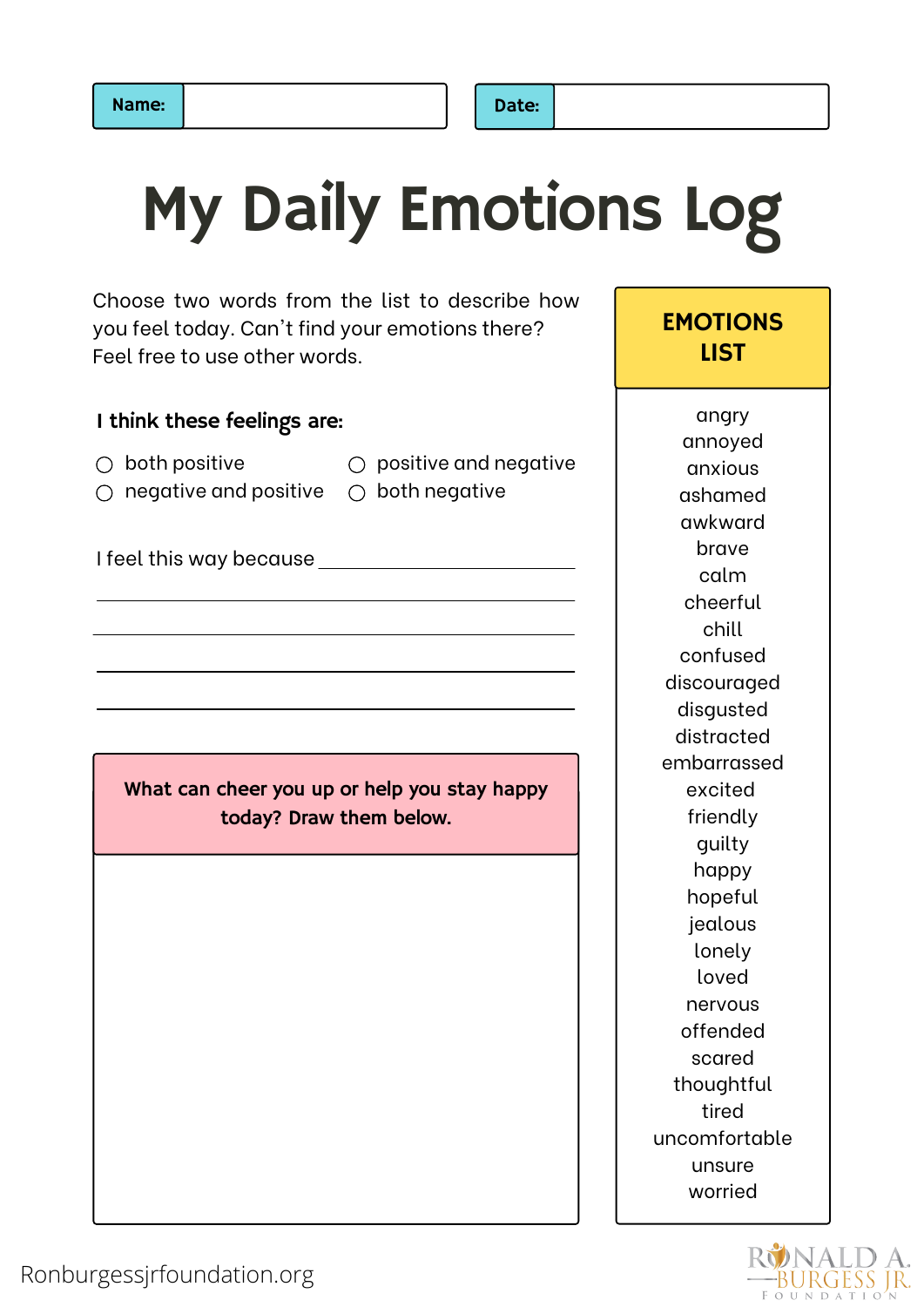**Name:** ______________________ **Date:** ______________________

# My Daily Emotions Log

Choose two words from the list to describe how you feel today. Can't find your emotions there? Feel free to use other words.

**I think these feelings are:**

- ○ both positive
- ○ positive and negative
- ○ negative and positive
- ○ both negative

I feel this way because ______________________________________________

____________________________________________________________

____________________________________________________________

____________________________________________________________

____________________________________________________________

**What can cheer you up or help you stay happy today? Draw them below.**

## EMOTIONS LIST

- angry
- annoyed
- anxious
- ashamed
- awkward
- brave
- calm
- cheerful
- chill
- confused
- discouraged
- disgusted
- distracted
- embarrassed
- excited
- friendly
- guilty
- happy
- hopeful
- jealous
- lonely
- loved
- nervous
- offended
- scared
- thoughtful
- tired
- uncomfortable
- unsure
- worried

Ronburgessjrfoundation.org

RONALD A. BURGESS JR. FOUNDATION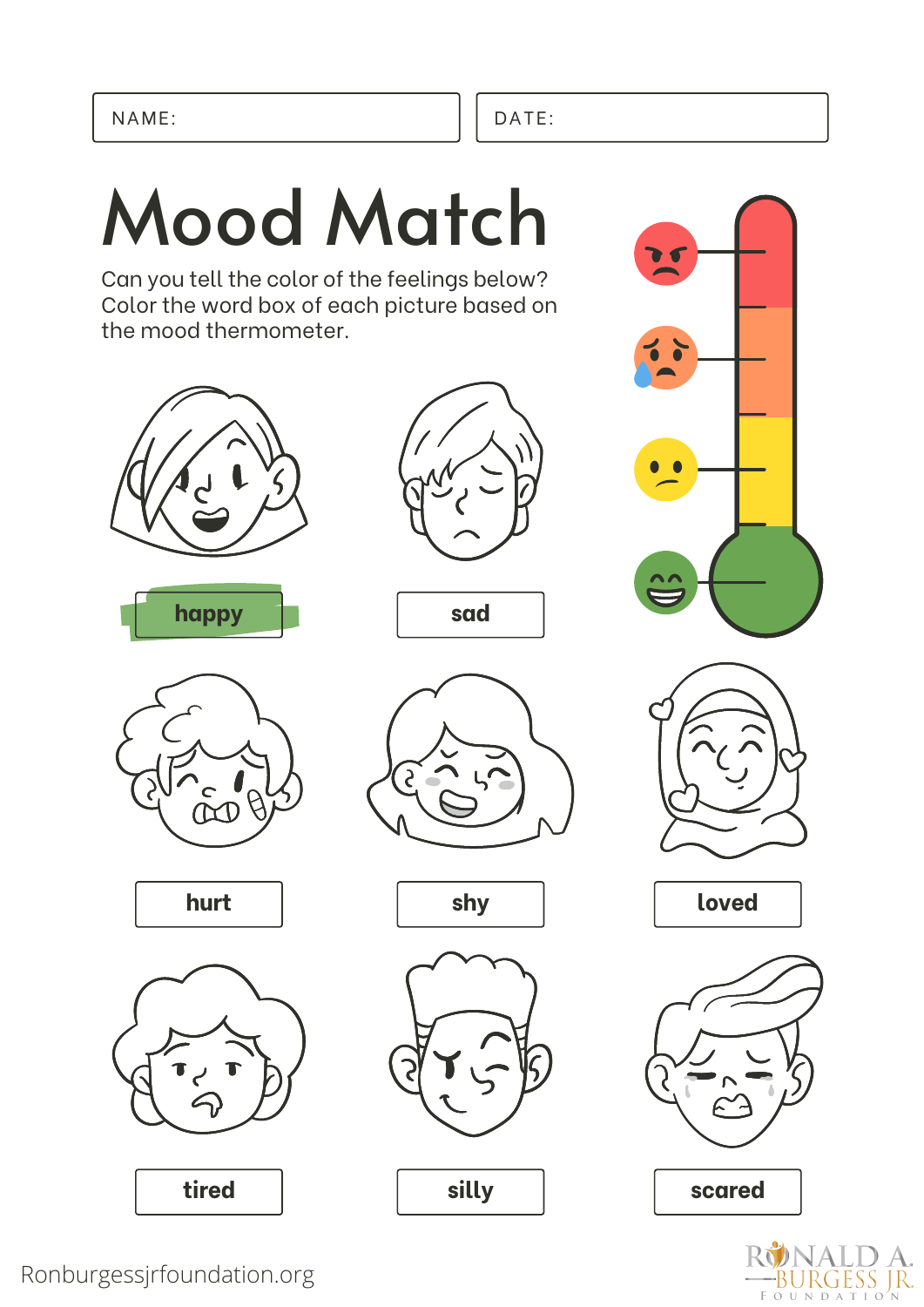NAME:

DATE:

# Mood Match

Can you tell the color of the feelings below? Color the word box of each picture based on the mood thermometer.

happy

sad

hurt

shy

loved

tired

silly

scared

Ronburgessjrfoundation.org

RONALD A. BURGESS JR. FOUNDATION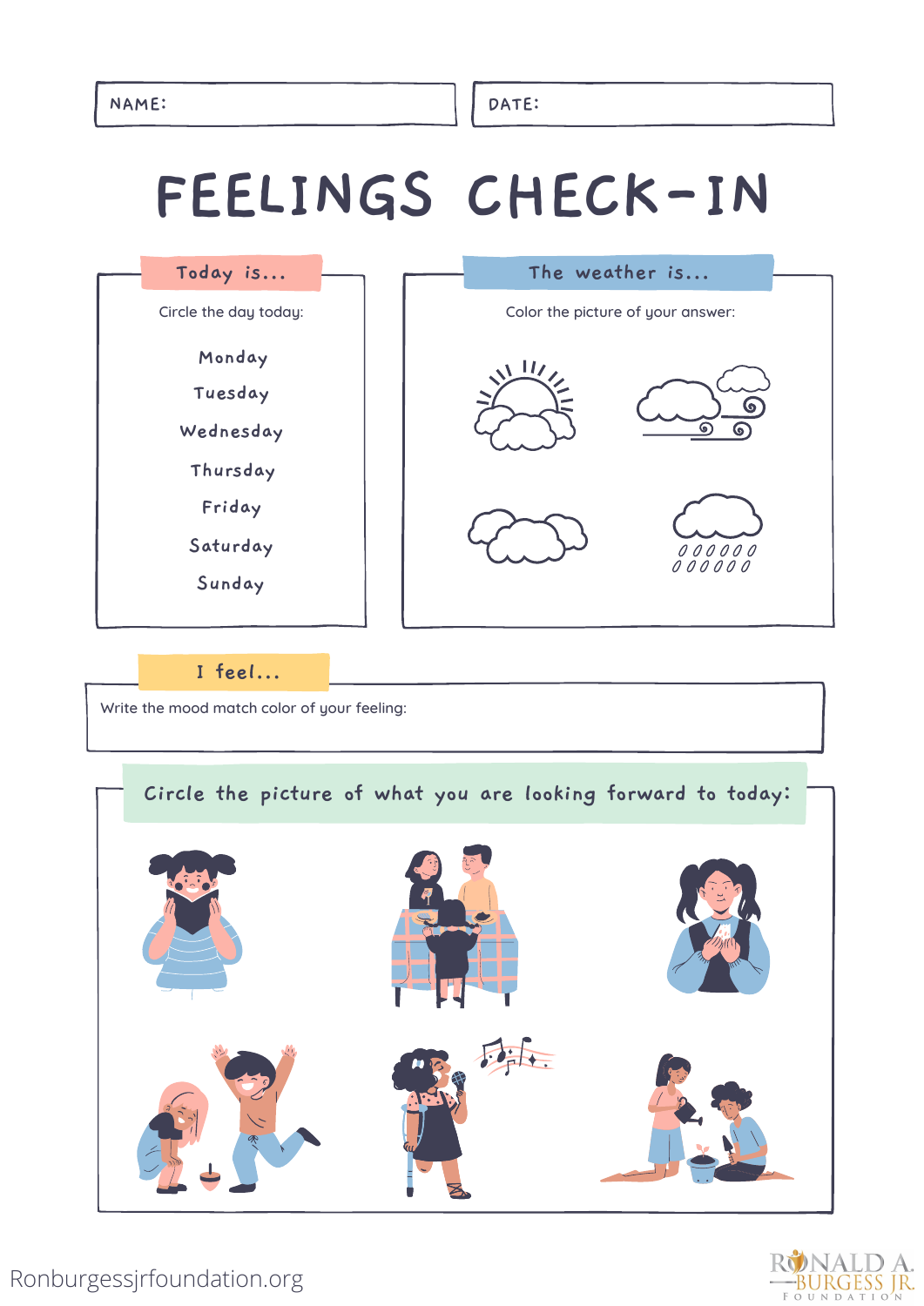NAME:

DATE:

# FEELINGS CHECK-IN

## Today is...

Circle the day today:

Monday

Tuesday

Wednesday

Thursday

Friday

Saturday

Sunday

## The weather is...

Color the picture of your answer:

## I feel...

Write the mood match color of your feeling:

## Circle the picture of what you are looking forward to today:

Ronburgessjrfoundation.org

RONALD A. BURGESS JR. FOUNDATION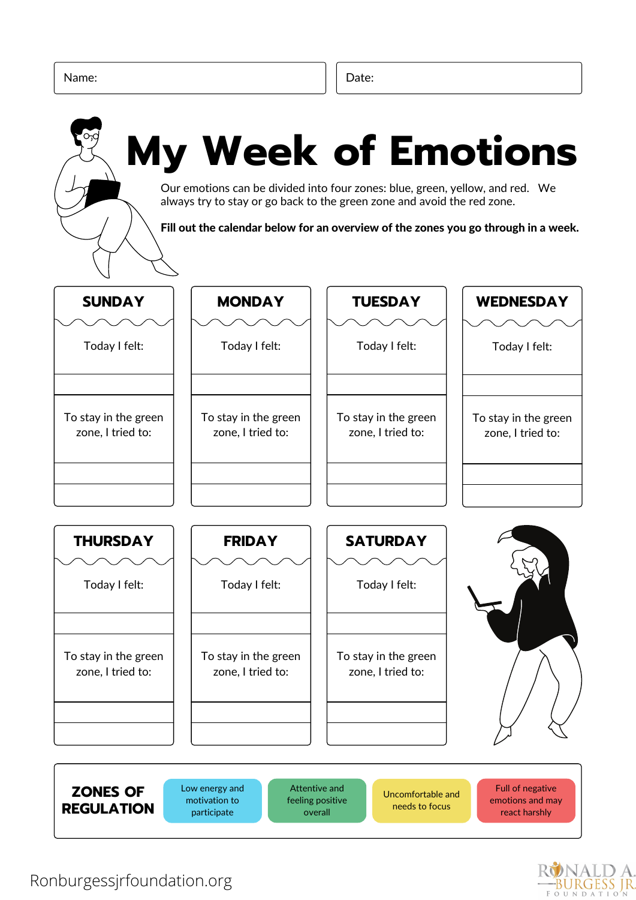| Name: | Date: |
|---|---|

# My Week of Emotions

Our emotions can be divided into four zones: blue, green, yellow, and red. We always try to stay or go back to the green zone and avoid the red zone.

**Fill out the calendar below for an overview of the zones you go through in a week.**

| SUNDAY | MONDAY | TUESDAY | WEDNESDAY |
|---|---|---|---|
| Today I felt: | Today I felt: | Today I felt: | Today I felt: |
| | | | |
| To stay in the green zone, I tried to: | To stay in the green zone, I tried to: | To stay in the green zone, I tried to: | To stay in the green zone, I tried to: |
| | | | |
| | | | |

| THURSDAY | FRIDAY | SATURDAY |
|---|---|---|
| Today I felt: | Today I felt: | Today I felt: |
| | | |
| To stay in the green zone, I tried to: | To stay in the green zone, I tried to: | To stay in the green zone, I tried to: |
| | | |
| | | |

| ZONES OF REGULATION | | | |
|---|---|---|---|
| Low energy and motivation to participate | Attentive and feeling positive overall | Uncomfortable and needs to focus | Full of negative emotions and may react harshly |

Ronburgessjrfoundation.org

RONALD A. BURGESS JR. FOUNDATION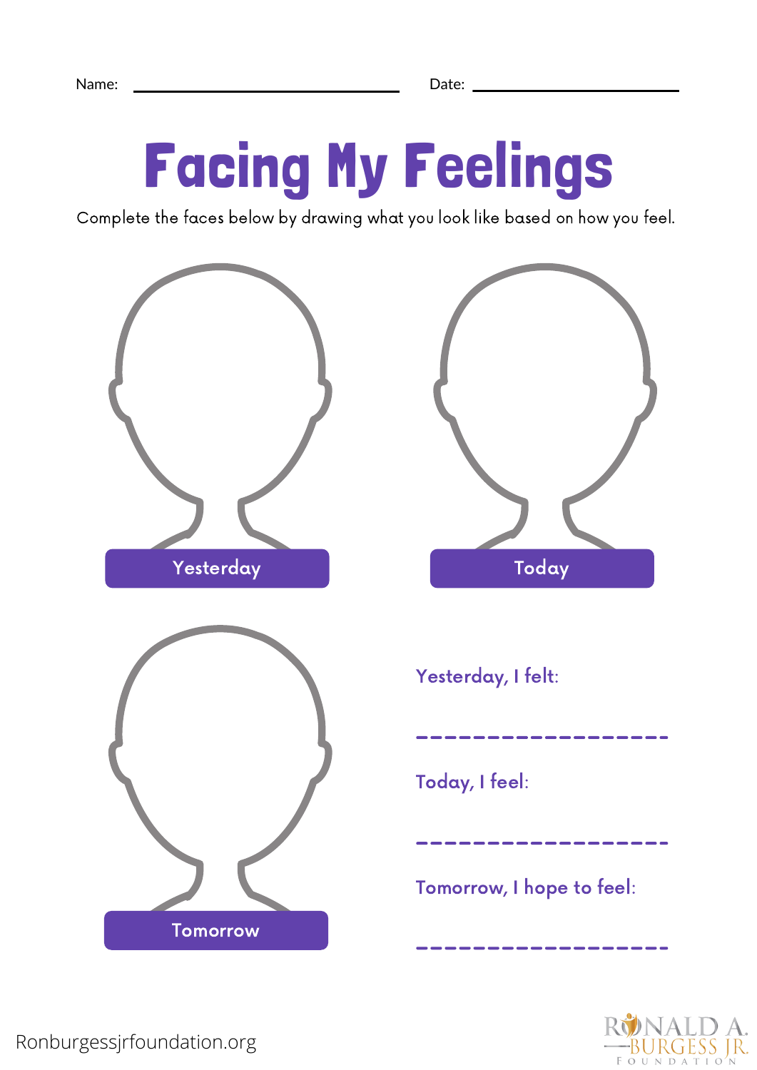Name: ______________________ Date: ______________________

# Facing My Feelings

Complete the faces below by drawing what you look like based on how you feel.

Yesterday

Today

Tomorrow

Yesterday, I felt:

------------------

Today, I feel:

------------------

Tomorrow, I hope to feel:

------------------

Ronburgessjrfoundation.org

RONALD A. BURGESS JR. FOUNDATION